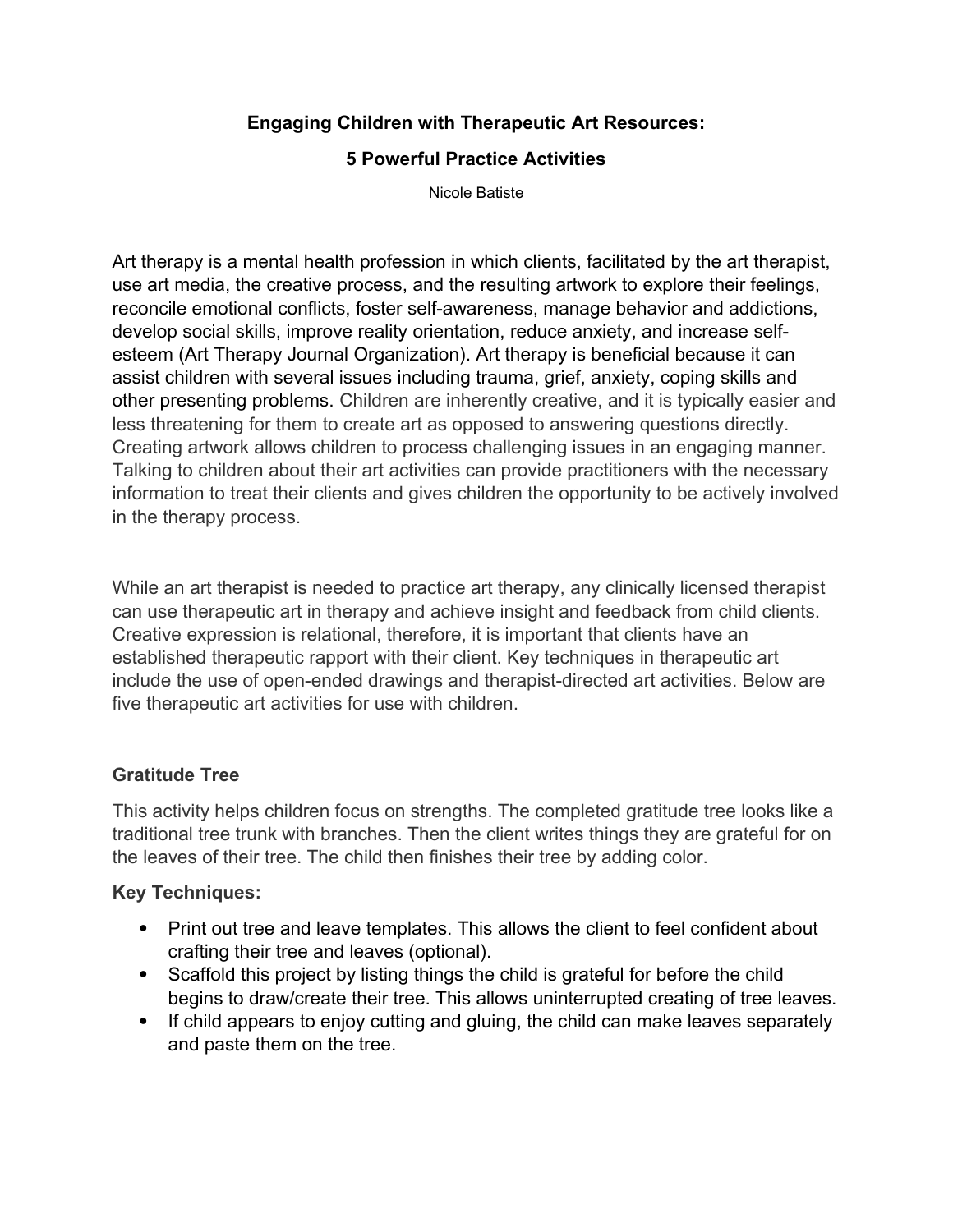# Engaging Children with Therapeutic Art Resources:

## 5 Powerful Practice Activities

Nicole Batiste

Art therapy is a mental health profession in which clients, facilitated by the art therapist, use art media, the creative process, and the resulting artwork to explore their feelings, reconcile emotional conflicts, foster self-awareness, manage behavior and addictions, develop social skills, improve reality orientation, reduce anxiety, and increase self-esteem (Art Therapy Journal Organization). Art therapy is beneficial because it can assist children with several issues including trauma, grief, anxiety, coping skills and other presenting problems. Children are inherently creative, and it is typically easier and less threatening for them to create art as opposed to answering questions directly. Creating artwork allows children to process challenging issues in an engaging manner. Talking to children about their art activities can provide practitioners with the necessary information to treat their clients and gives children the opportunity to be actively involved in the therapy process.

While an art therapist is needed to practice art therapy, any clinically licensed therapist can use therapeutic art in therapy and achieve insight and feedback from child clients. Creative expression is relational, therefore, it is important that clients have an established therapeutic rapport with their client. Key techniques in therapeutic art include the use of open-ended drawings and therapist-directed art activities. Below are five therapeutic art activities for use with children.

### Gratitude Tree

This activity helps children focus on strengths. The completed gratitude tree looks like a traditional tree trunk with branches. Then the client writes things they are grateful for on the leaves of their tree. The child then finishes their tree by adding color.

**Key Techniques:**

- Print out tree and leave templates. This allows the client to feel confident about crafting their tree and leaves (optional).
- Scaffold this project by listing things the child is grateful for before the child begins to draw/create their tree. This allows uninterrupted creating of tree leaves.
- If child appears to enjoy cutting and gluing, the child can make leaves separately and paste them on the tree.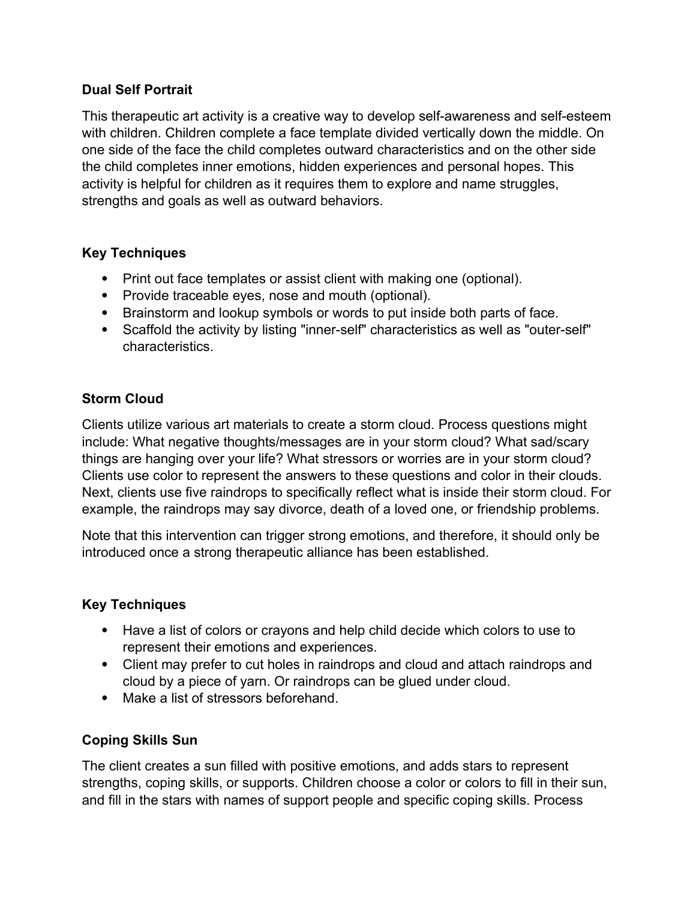**Dual Self Portrait**

This therapeutic art activity is a creative way to develop self-awareness and self-esteem with children. Children complete a face template divided vertically down the middle. On one side of the face the child completes outward characteristics and on the other side the child completes inner emotions, hidden experiences and personal hopes. This activity is helpful for children as it requires them to explore and name struggles, strengths and goals as well as outward behaviors.

**Key Techniques**

- Print out face templates or assist client with making one (optional).
- Provide traceable eyes, nose and mouth (optional).
- Brainstorm and lookup symbols or words to put inside both parts of face.
- Scaffold the activity by listing "inner-self" characteristics as well as "outer-self" characteristics.

**Storm Cloud**

Clients utilize various art materials to create a storm cloud. Process questions might include: What negative thoughts/messages are in your storm cloud? What sad/scary things are hanging over your life? What stressors or worries are in your storm cloud? Clients use color to represent the answers to these questions and color in their clouds. Next, clients use five raindrops to specifically reflect what is inside their storm cloud. For example, the raindrops may say divorce, death of a loved one, or friendship problems.

Note that this intervention can trigger strong emotions, and therefore, it should only be introduced once a strong therapeutic alliance has been established.

**Key Techniques**

- Have a list of colors or crayons and help child decide which colors to use to represent their emotions and experiences.
- Client may prefer to cut holes in raindrops and cloud and attach raindrops and cloud by a piece of yarn. Or raindrops can be glued under cloud.
- Make a list of stressors beforehand.

**Coping Skills Sun**

The client creates a sun filled with positive emotions, and adds stars to represent strengths, coping skills, or supports. Children choose a color or colors to fill in their sun, and fill in the stars with names of support people and specific coping skills. Process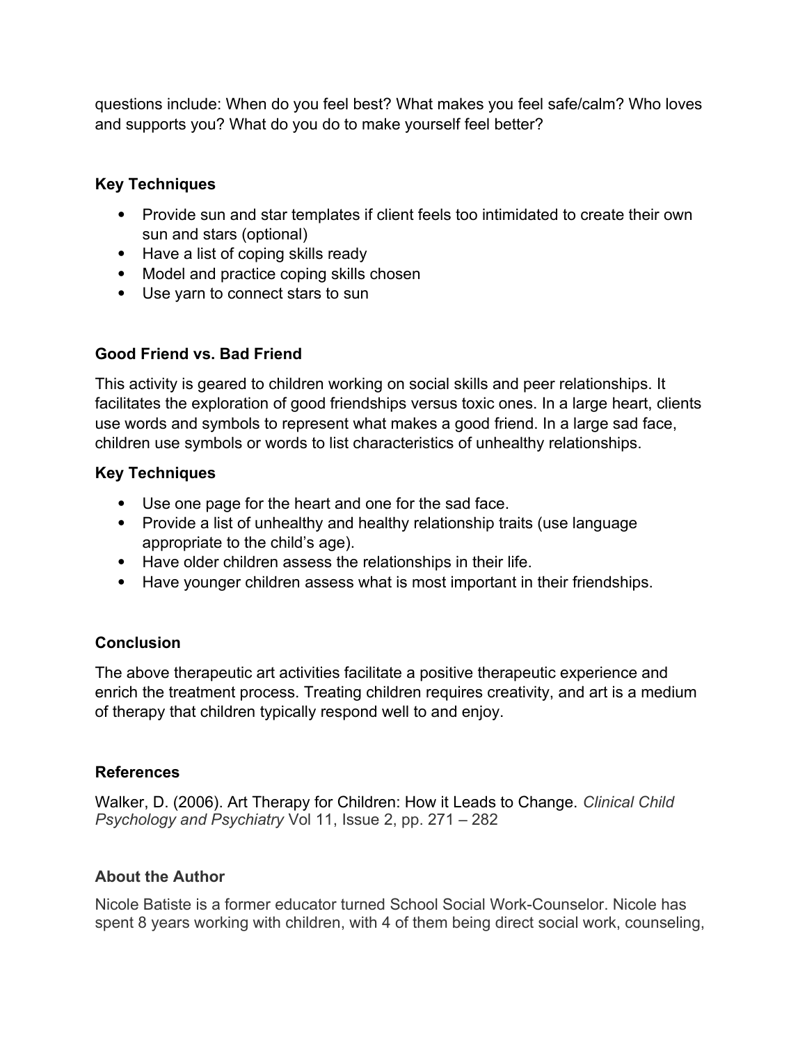questions include: When do you feel best? What makes you feel safe/calm? Who loves and supports you? What do you do to make yourself feel better?

### Key Techniques

- Provide sun and star templates if client feels too intimidated to create their own sun and stars (optional)
- Have a list of coping skills ready
- Model and practice coping skills chosen
- Use yarn to connect stars to sun

## Good Friend vs. Bad Friend

This activity is geared to children working on social skills and peer relationships. It facilitates the exploration of good friendships versus toxic ones. In a large heart, clients use words and symbols to represent what makes a good friend. In a large sad face, children use symbols or words to list characteristics of unhealthy relationships.

### Key Techniques

- Use one page for the heart and one for the sad face.
- Provide a list of unhealthy and healthy relationship traits (use language appropriate to the child's age).
- Have older children assess the relationships in their life.
- Have younger children assess what is most important in their friendships.

## Conclusion

The above therapeutic art activities facilitate a positive therapeutic experience and enrich the treatment process. Treating children requires creativity, and art is a medium of therapy that children typically respond well to and enjoy.

## References

Walker, D. (2006). Art Therapy for Children: How it Leads to Change. *Clinical Child Psychology and Psychiatry* Vol 11, Issue 2, pp. 271 – 282

## About the Author

Nicole Batiste is a former educator turned School Social Work-Counselor. Nicole has spent 8 years working with children, with 4 of them being direct social work, counseling,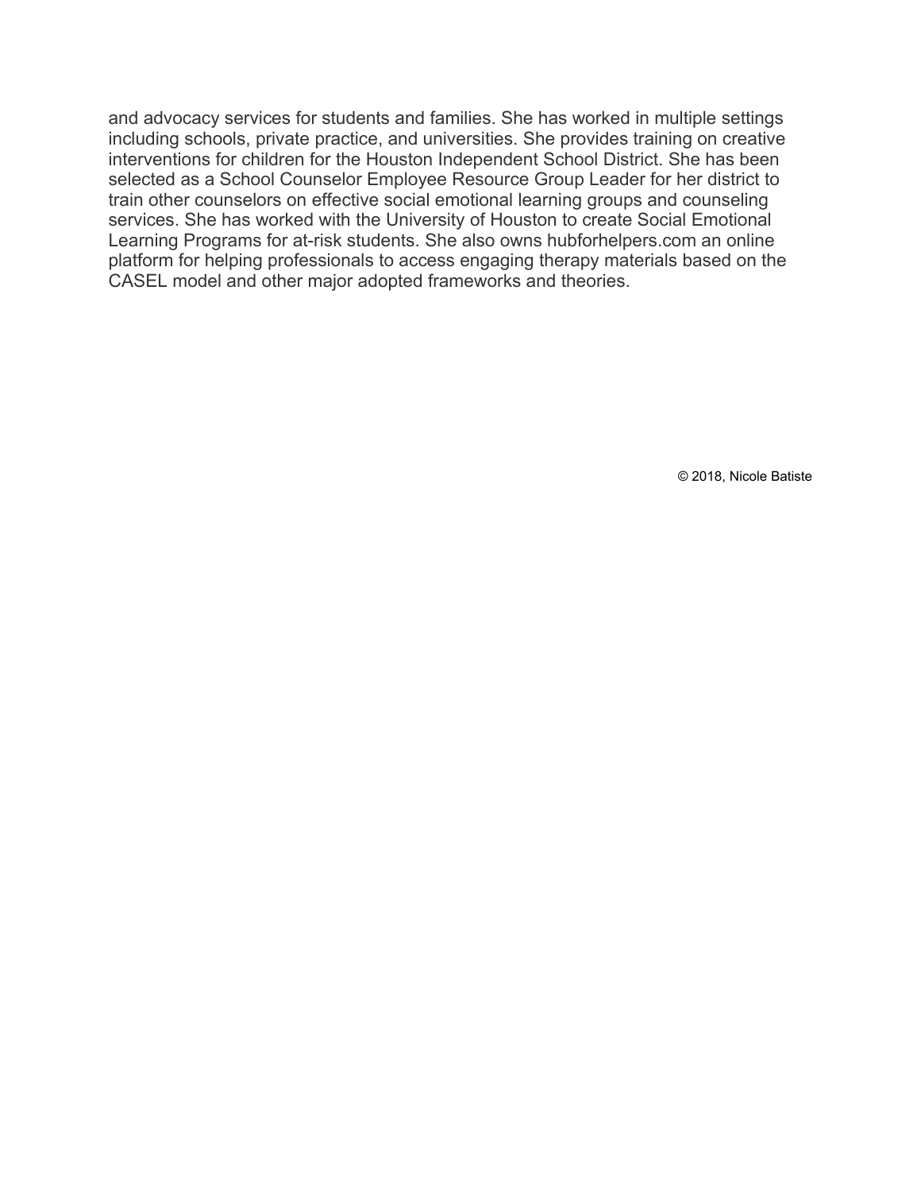and advocacy services for students and families. She has worked in multiple settings including schools, private practice, and universities. She provides training on creative interventions for children for the Houston Independent School District. She has been selected as a School Counselor Employee Resource Group Leader for her district to train other counselors on effective social emotional learning groups and counseling services. She has worked with the University of Houston to create Social Emotional Learning Programs for at-risk students. She also owns hubforhelpers.com an online platform for helping professionals to access engaging therapy materials based on the CASEL model and other major adopted frameworks and theories.

© 2018, Nicole Batiste